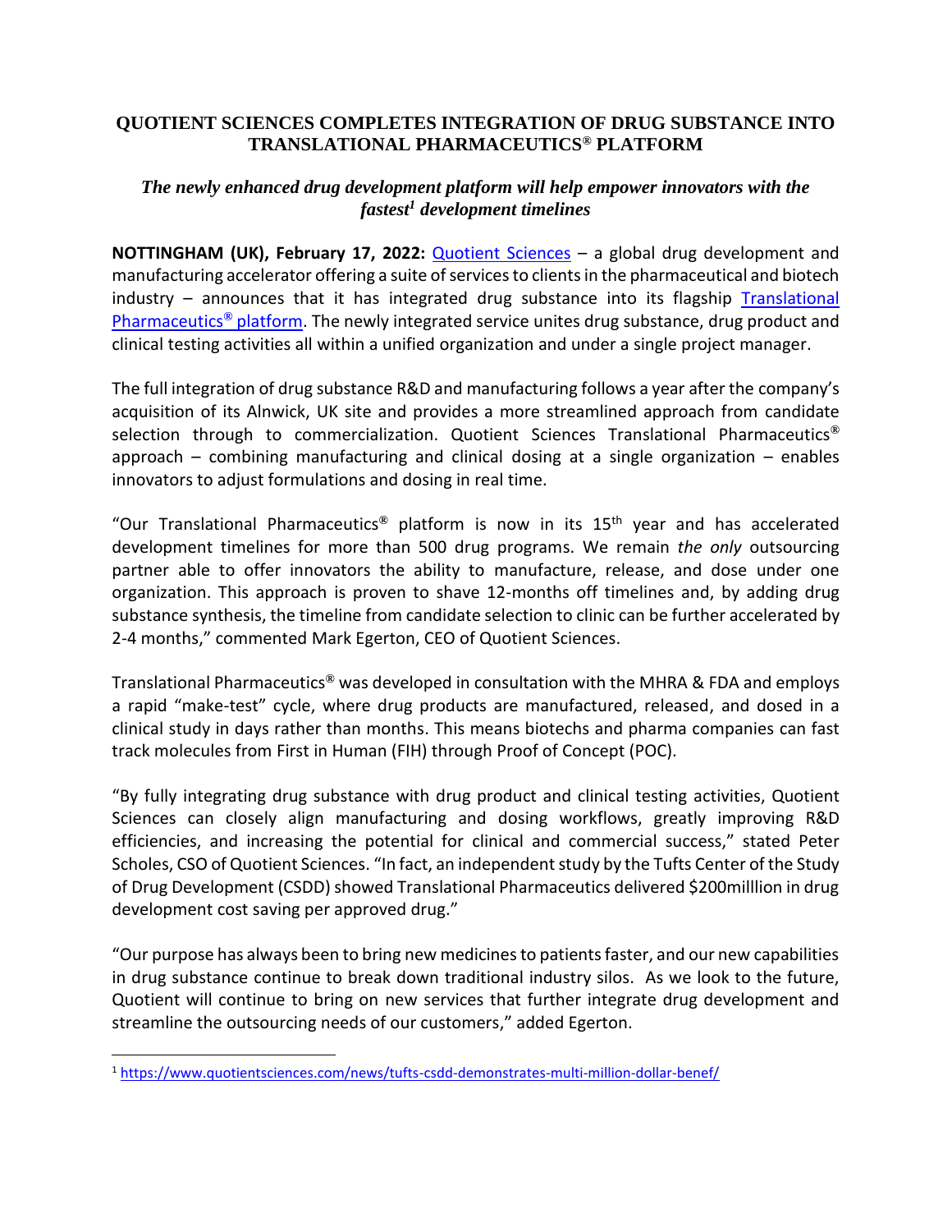# QUOTIENT SCIENCES COMPLETES INTEGRATION OF DRUG SUBSTANCE INTO TRANSLATIONAL PHARMACEUTICS® PLATFORM

## *The newly enhanced drug development platform will help empower innovators with the fastest[1] development timelines*

**NOTTINGHAM (UK), February 17, 2022:** [Quotient Sciences](https://www.quotientsciences.com) – a global drug development and manufacturing accelerator offering a suite of services to clients in the pharmaceutical and biotech industry – announces that it has integrated drug substance into its flagship [Translational Pharmaceutics® platform](https://www.quotientsciences.com). The newly integrated service unites drug substance, drug product and clinical testing activities all within a unified organization and under a single project manager.

The full integration of drug substance R&D and manufacturing follows a year after the company's acquisition of its Alnwick, UK site and provides a more streamlined approach from candidate selection through to commercialization. Quotient Sciences Translational Pharmaceutics® approach – combining manufacturing and clinical dosing at a single organization – enables innovators to adjust formulations and dosing in real time.

"Our Translational Pharmaceutics® platform is now in its 15th year and has accelerated development timelines for more than 500 drug programs. We remain *the only* outsourcing partner able to offer innovators the ability to manufacture, release, and dose under one organization. This approach is proven to shave 12-months off timelines and, by adding drug substance synthesis, the timeline from candidate selection to clinic can be further accelerated by 2-4 months," commented Mark Egerton, CEO of Quotient Sciences.

Translational Pharmaceutics® was developed in consultation with the MHRA & FDA and employs a rapid "make-test" cycle, where drug products are manufactured, released, and dosed in a clinical study in days rather than months. This means biotechs and pharma companies can fast track molecules from First in Human (FIH) through Proof of Concept (POC).

"By fully integrating drug substance with drug product and clinical testing activities, Quotient Sciences can closely align manufacturing and dosing workflows, greatly improving R&D efficiencies, and increasing the potential for clinical and commercial success," stated Peter Scholes, CSO of Quotient Sciences. "In fact, an independent study by the Tufts Center of the Study of Drug Development (CSDD) showed Translational Pharmaceutics delivered $200milllion in drug development cost saving per approved drug."

"Our purpose has always been to bring new medicines to patients faster, and our new capabilities in drug substance continue to break down traditional industry silos. As we look to the future, Quotient will continue to bring on new services that further integrate drug development and streamline the outsourcing needs of our customers," added Egerton.

---

[1] https://www.quotientsciences.com/news/tufts-csdd-demonstrates-multi-million-dollar-benef/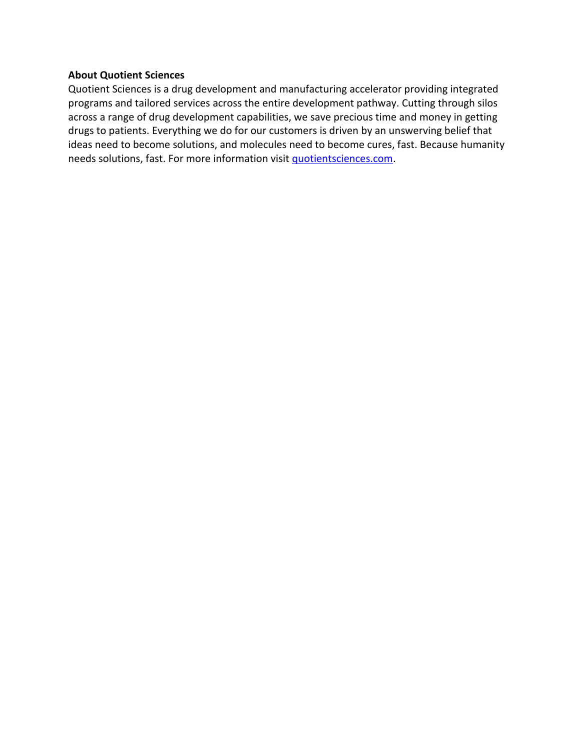**About Quotient Sciences**

Quotient Sciences is a drug development and manufacturing accelerator providing integrated programs and tailored services across the entire development pathway. Cutting through silos across a range of drug development capabilities, we save precious time and money in getting drugs to patients. Everything we do for our customers is driven by an unswerving belief that ideas need to become solutions, and molecules need to become cures, fast. Because humanity needs solutions, fast. For more information visit [quotientsciences.com](https://quotientsciences.com).